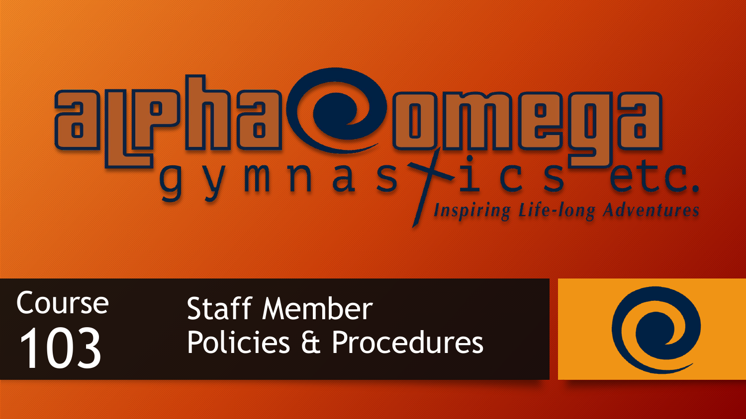# alpha omega gymnastics etc.

*Inspiring Life-long Adventures*

## Course 103

## Staff Member Policies & Procedures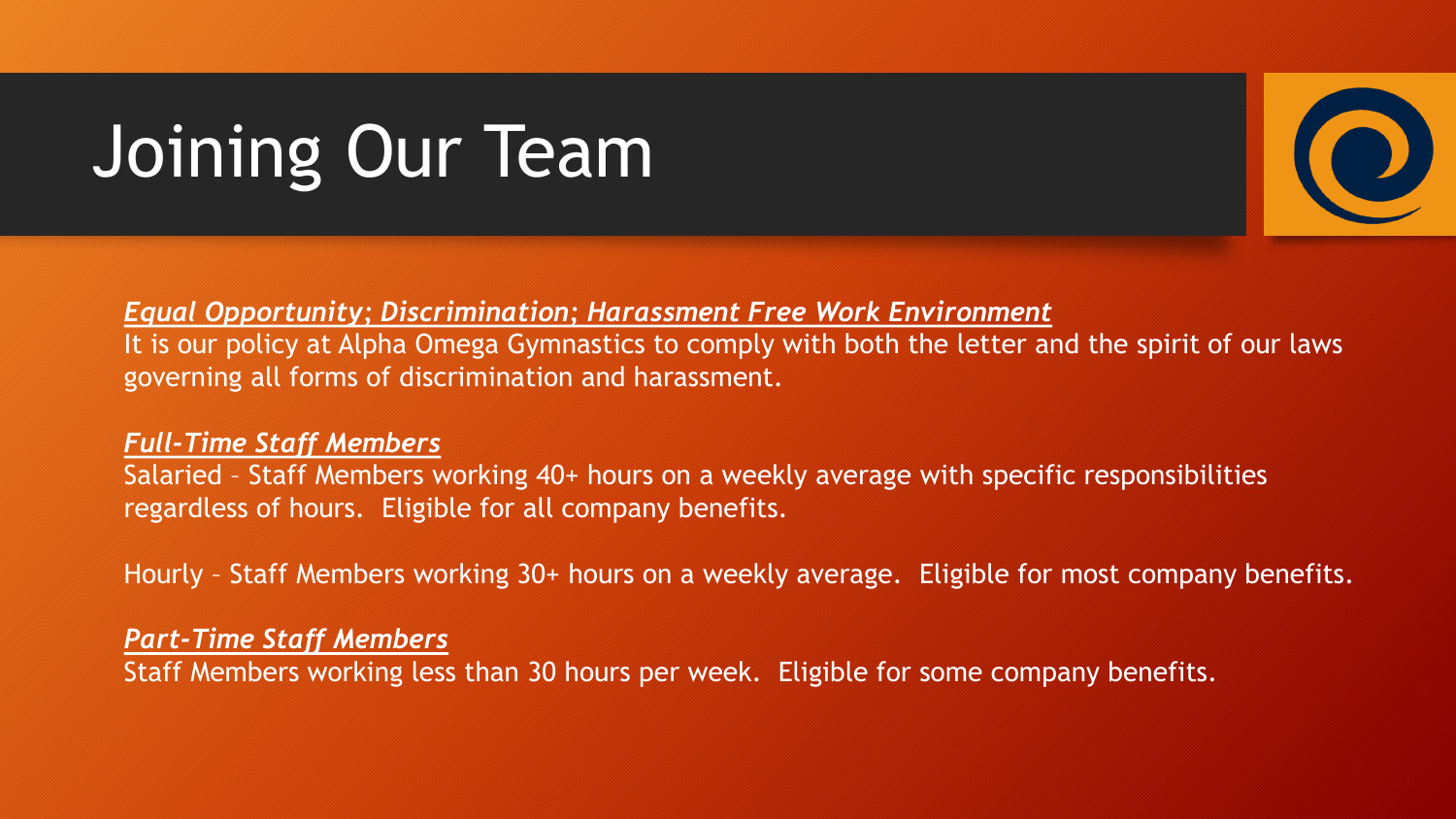# Joining Our Team

***Equal Opportunity; Discrimination; Harassment Free Work Environment***

It is our policy at Alpha Omega Gymnastics to comply with both the letter and the spirit of our laws governing all forms of discrimination and harassment.

***Full-Time Staff Members***

Salaried – Staff Members working 40+ hours on a weekly average with specific responsibilities regardless of hours. Eligible for all company benefits.

Hourly – Staff Members working 30+ hours on a weekly average. Eligible for most company benefits.

***Part-Time Staff Members***

Staff Members working less than 30 hours per week. Eligible for some company benefits.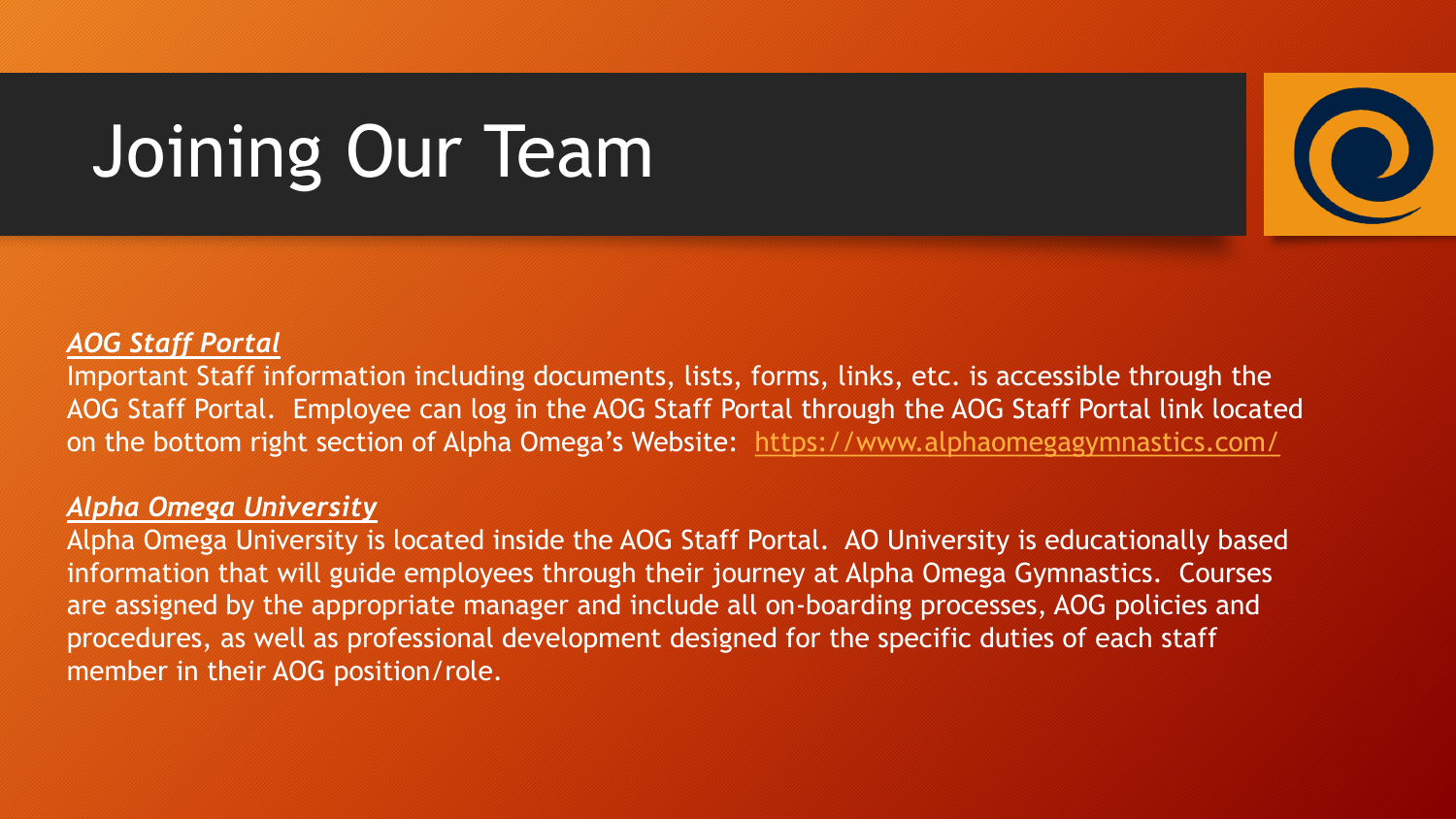# Joining Our Team

***AOG Staff Portal***

Important Staff information including documents, lists, forms, links, etc. is accessible through the AOG Staff Portal. Employee can log in the AOG Staff Portal through the AOG Staff Portal link located on the bottom right section of Alpha Omega's Website: https://www.alphaomegagymnastics.com/

***Alpha Omega University***

Alpha Omega University is located inside the AOG Staff Portal. AO University is educationally based information that will guide employees through their journey at Alpha Omega Gymnastics. Courses are assigned by the appropriate manager and include all on-boarding processes, AOG policies and procedures, as well as professional development designed for the specific duties of each staff member in their AOG position/role.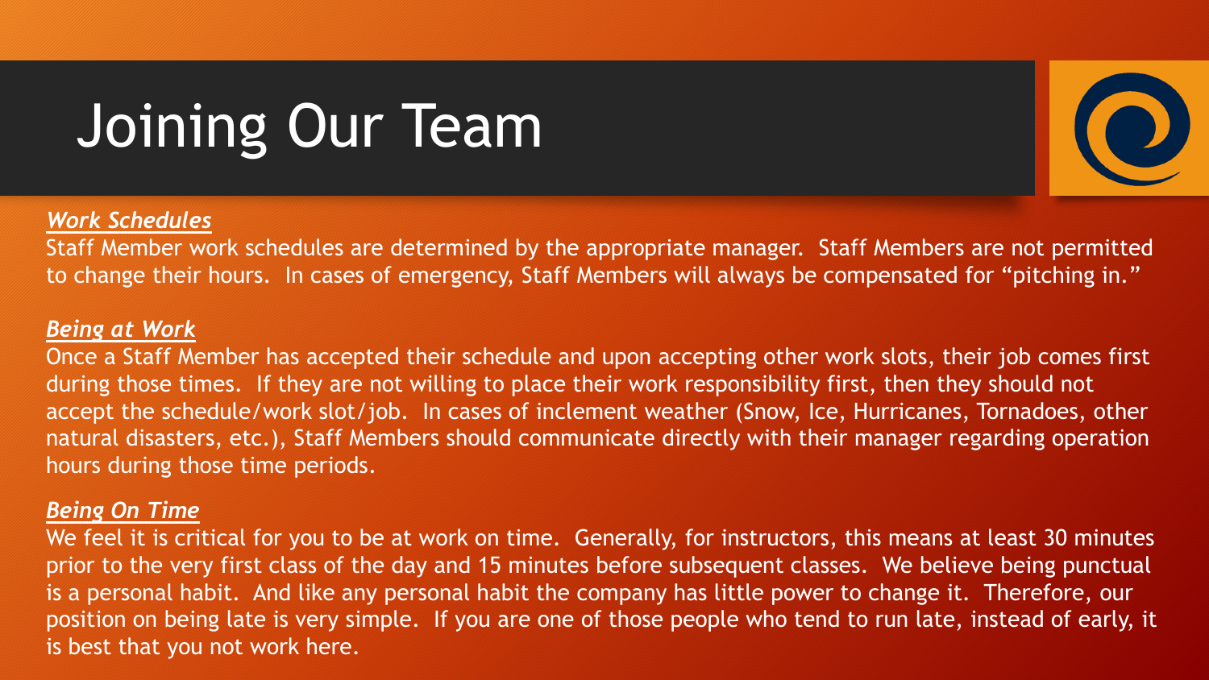# Joining Our Team

***Work Schedules***

Staff Member work schedules are determined by the appropriate manager. Staff Members are not permitted to change their hours. In cases of emergency, Staff Members will always be compensated for "pitching in."

***Being at Work***

Once a Staff Member has accepted their schedule and upon accepting other work slots, their job comes first during those times. If they are not willing to place their work responsibility first, then they should not accept the schedule/work slot/job. In cases of inclement weather (Snow, Ice, Hurricanes, Tornadoes, other natural disasters, etc.), Staff Members should communicate directly with their manager regarding operation hours during those time periods.

***Being On Time***

We feel it is critical for you to be at work on time. Generally, for instructors, this means at least 30 minutes prior to the very first class of the day and 15 minutes before subsequent classes. We believe being punctual is a personal habit. And like any personal habit the company has little power to change it. Therefore, our position on being late is very simple. If you are one of those people who tend to run late, instead of early, it is best that you not work here.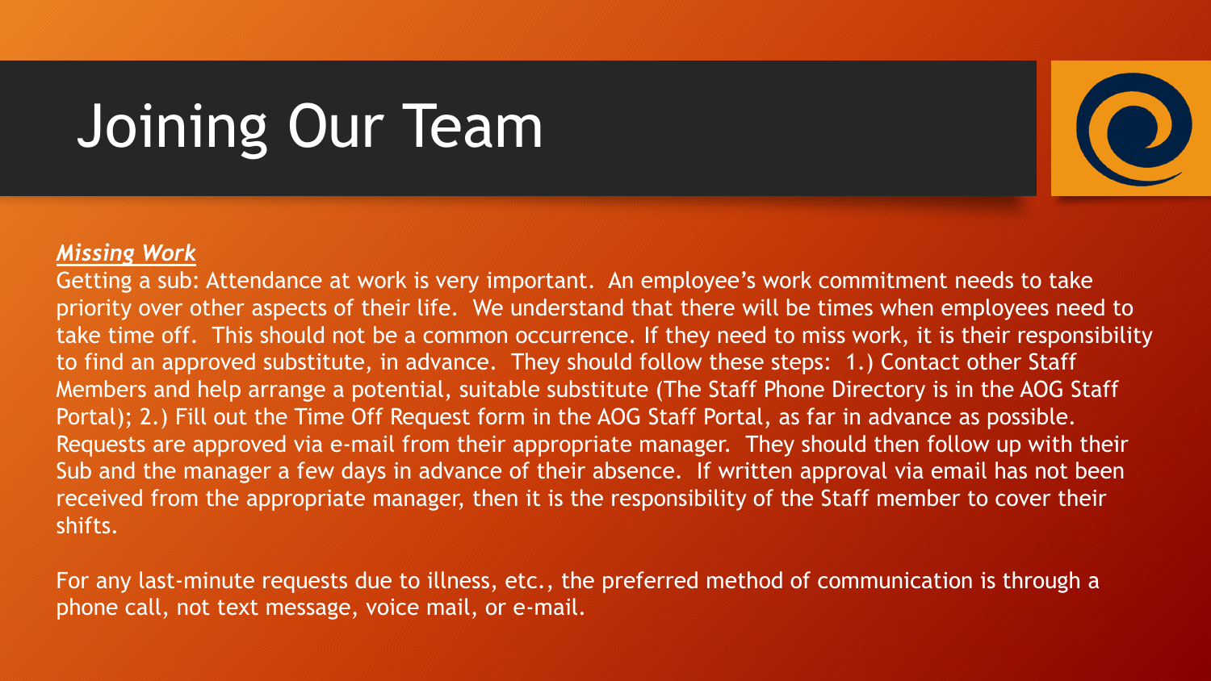# Joining Our Team

***Missing Work***

Getting a sub: Attendance at work is very important. An employee's work commitment needs to take priority over other aspects of their life. We understand that there will be times when employees need to take time off. This should not be a common occurrence. If they need to miss work, it is their responsibility to find an approved substitute, in advance. They should follow these steps: 1.) Contact other Staff Members and help arrange a potential, suitable substitute (The Staff Phone Directory is in the AOG Staff Portal); 2.) Fill out the Time Off Request form in the AOG Staff Portal, as far in advance as possible. Requests are approved via e-mail from their appropriate manager. They should then follow up with their Sub and the manager a few days in advance of their absence. If written approval via email has not been received from the appropriate manager, then it is the responsibility of the Staff member to cover their shifts.

For any last-minute requests due to illness, etc., the preferred method of communication is through a phone call, not text message, voice mail, or e-mail.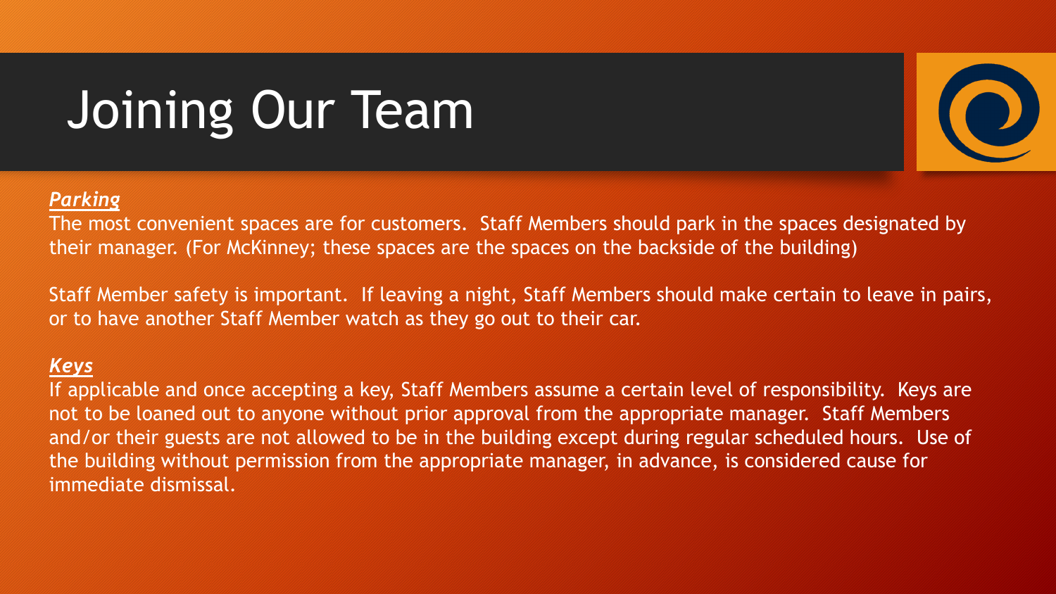# Joining Our Team

***Parking***

The most convenient spaces are for customers. Staff Members should park in the spaces designated by their manager. (For McKinney; these spaces are the spaces on the backside of the building)

Staff Member safety is important. If leaving a night, Staff Members should make certain to leave in pairs, or to have another Staff Member watch as they go out to their car.

***Keys***

If applicable and once accepting a key, Staff Members assume a certain level of responsibility. Keys are not to be loaned out to anyone without prior approval from the appropriate manager. Staff Members and/or their guests are not allowed to be in the building except during regular scheduled hours. Use of the building without permission from the appropriate manager, in advance, is considered cause for immediate dismissal.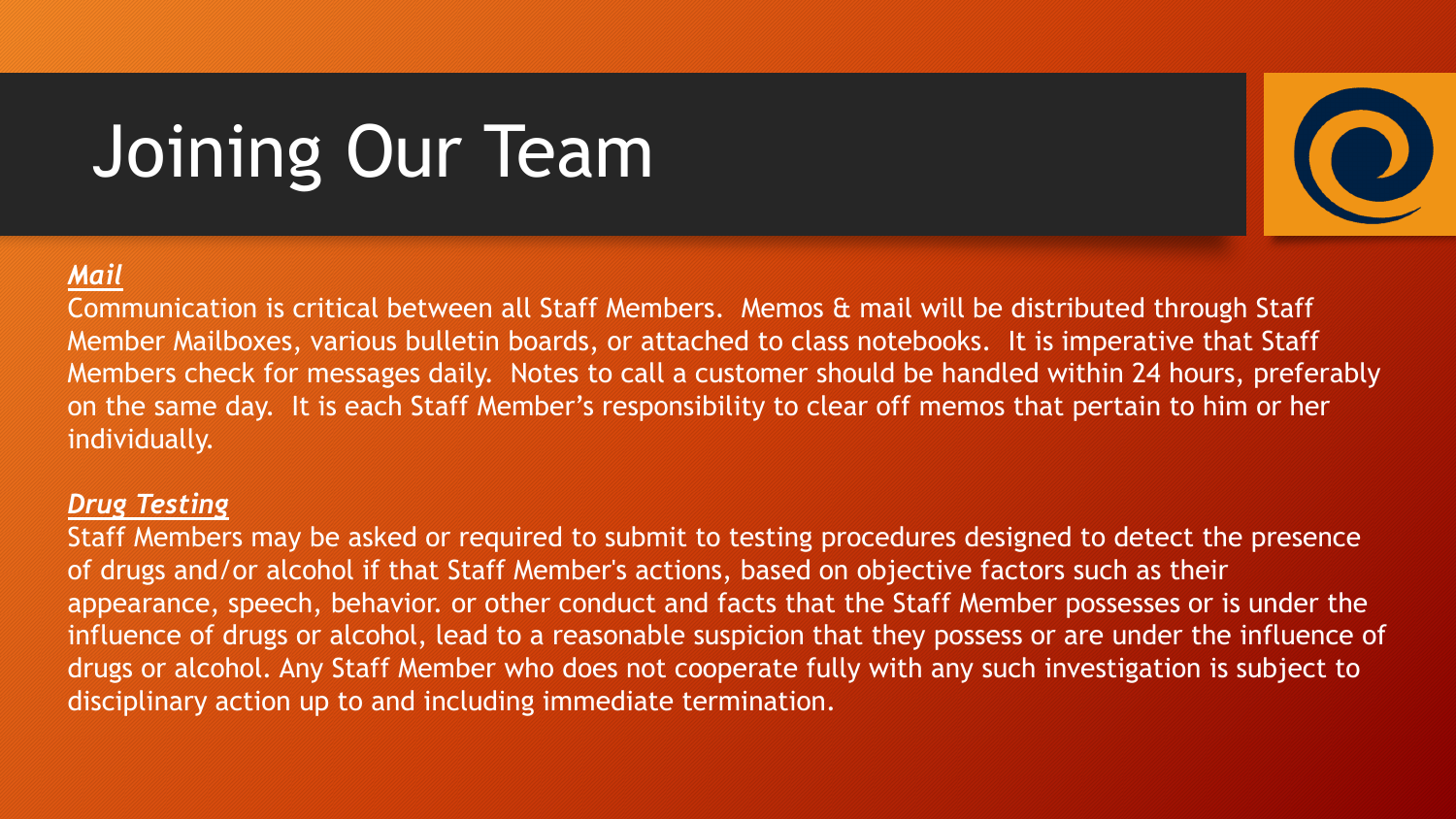# Joining Our Team

***Mail***

Communication is critical between all Staff Members.  Memos & mail will be distributed through Staff Member Mailboxes, various bulletin boards, or attached to class notebooks.  It is imperative that Staff Members check for messages daily.  Notes to call a customer should be handled within 24 hours, preferably on the same day.  It is each Staff Member's responsibility to clear off memos that pertain to him or her individually.

***Drug Testing***

Staff Members may be asked or required to submit to testing procedures designed to detect the presence of drugs and/or alcohol if that Staff Member's actions, based on objective factors such as their appearance, speech, behavior. or other conduct and facts that the Staff Member possesses or is under the influence of drugs or alcohol, lead to a reasonable suspicion that they possess or are under the influence of drugs or alcohol. Any Staff Member who does not cooperate fully with any such investigation is subject to disciplinary action up to and including immediate termination.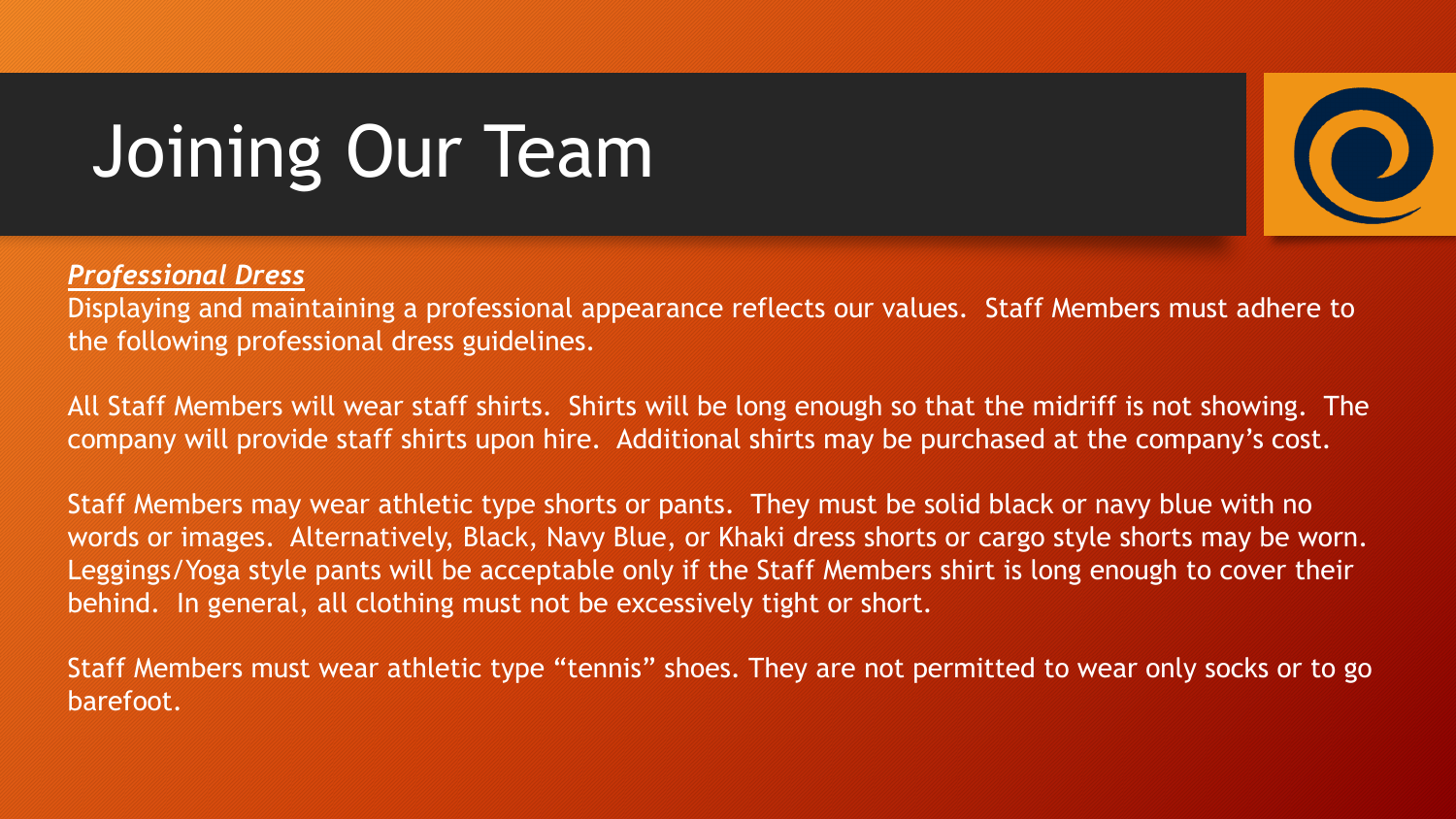# Joining Our Team

***Professional Dress***

Displaying and maintaining a professional appearance reflects our values. Staff Members must adhere to the following professional dress guidelines.

All Staff Members will wear staff shirts. Shirts will be long enough so that the midriff is not showing. The company will provide staff shirts upon hire. Additional shirts may be purchased at the company's cost.

Staff Members may wear athletic type shorts or pants. They must be solid black or navy blue with no words or images. Alternatively, Black, Navy Blue, or Khaki dress shorts or cargo style shorts may be worn. Leggings/Yoga style pants will be acceptable only if the Staff Members shirt is long enough to cover their behind. In general, all clothing must not be excessively tight or short.

Staff Members must wear athletic type "tennis" shoes. They are not permitted to wear only socks or to go barefoot.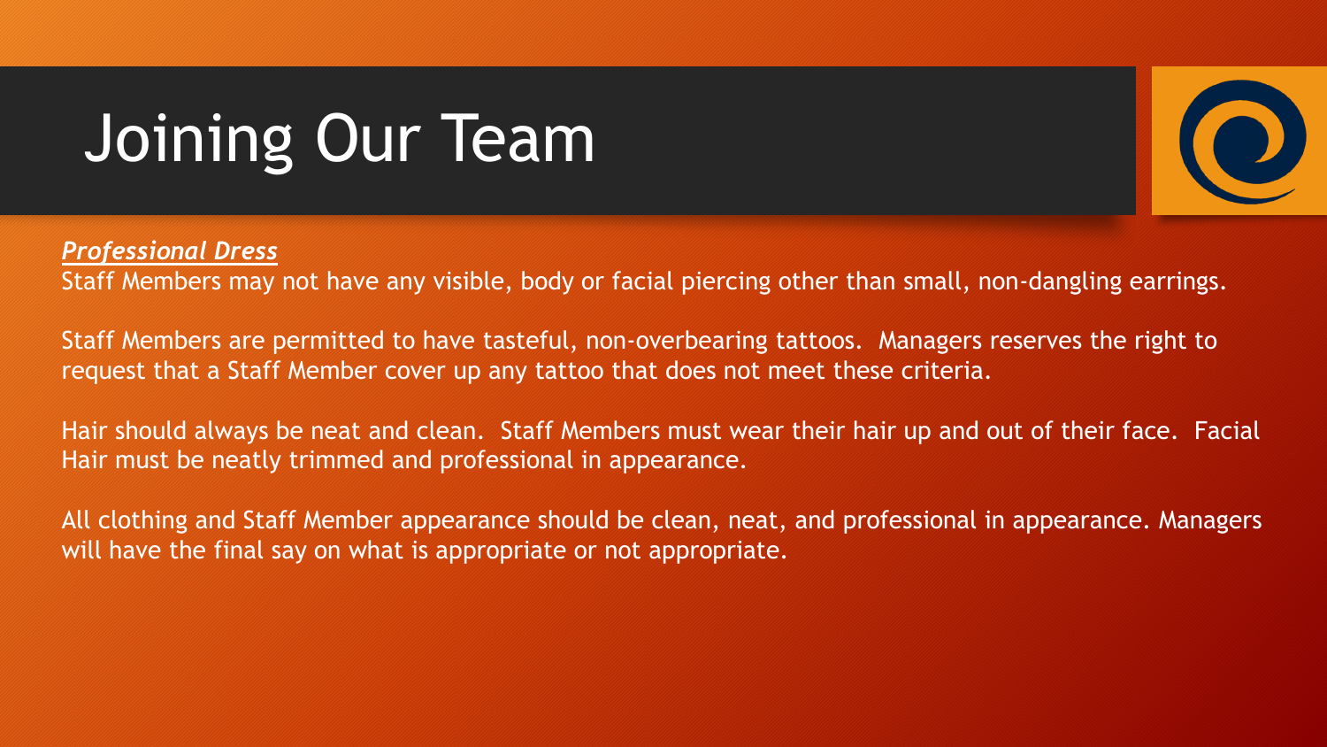# Joining Our Team

***Professional Dress***

Staff Members may not have any visible, body or facial piercing other than small, non-dangling earrings.

Staff Members are permitted to have tasteful, non-overbearing tattoos. Managers reserves the right to request that a Staff Member cover up any tattoo that does not meet these criteria.

Hair should always be neat and clean. Staff Members must wear their hair up and out of their face. Facial Hair must be neatly trimmed and professional in appearance.

All clothing and Staff Member appearance should be clean, neat, and professional in appearance. Managers will have the final say on what is appropriate or not appropriate.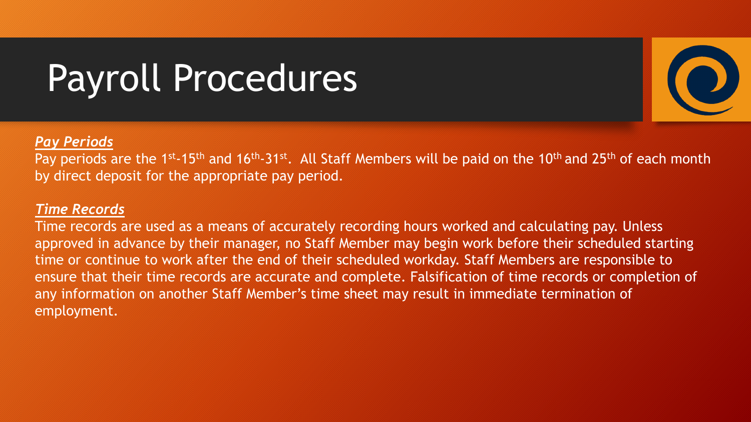# Payroll Procedures

***Pay Periods***

Pay periods are the 1st-15th and 16th-31st. All Staff Members will be paid on the 10th and 25th of each month by direct deposit for the appropriate pay period.

***Time Records***

Time records are used as a means of accurately recording hours worked and calculating pay. Unless approved in advance by their manager, no Staff Member may begin work before their scheduled starting time or continue to work after the end of their scheduled workday. Staff Members are responsible to ensure that their time records are accurate and complete. Falsification of time records or completion of any information on another Staff Member's time sheet may result in immediate termination of employment.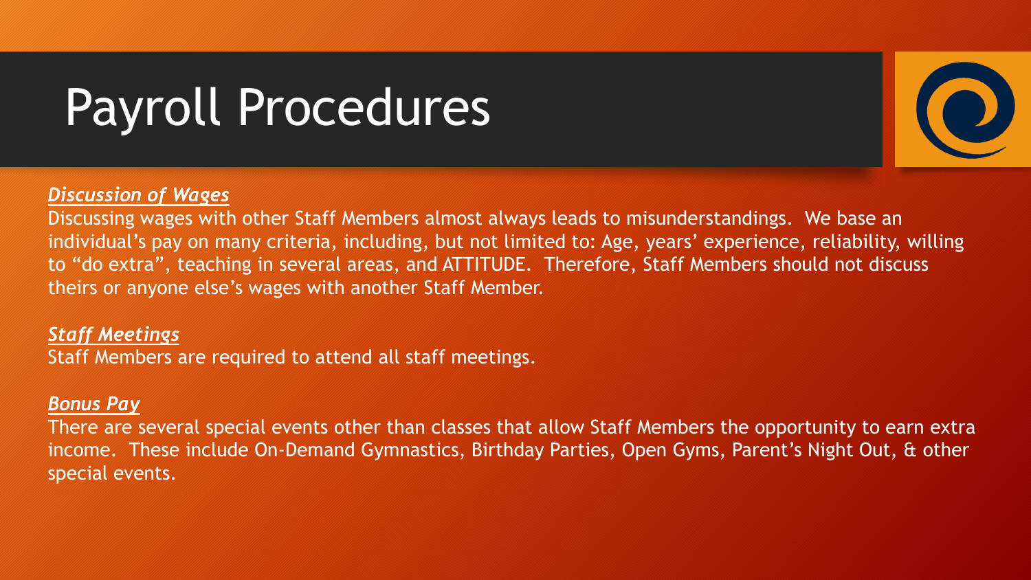# Payroll Procedures

***Discussion of Wages***

Discussing wages with other Staff Members almost always leads to misunderstandings.  We base an individual's pay on many criteria, including, but not limited to: Age, years' experience, reliability, willing to "do extra", teaching in several areas, and ATTITUDE.  Therefore, Staff Members should not discuss theirs or anyone else's wages with another Staff Member.

***Staff Meetings***

Staff Members are required to attend all staff meetings.

***Bonus Pay***

There are several special events other than classes that allow Staff Members the opportunity to earn extra income.  These include On-Demand Gymnastics, Birthday Parties, Open Gyms, Parent's Night Out, & other special events.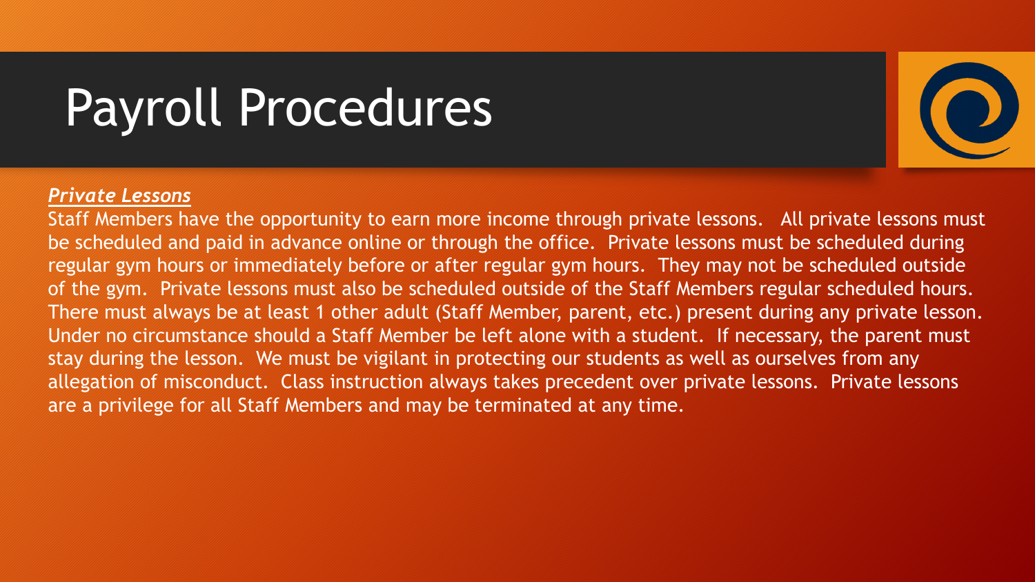# Payroll Procedures

***Private Lessons***

Staff Members have the opportunity to earn more income through private lessons. All private lessons must be scheduled and paid in advance online or through the office. Private lessons must be scheduled during regular gym hours or immediately before or after regular gym hours. They may not be scheduled outside of the gym. Private lessons must also be scheduled outside of the Staff Members regular scheduled hours. There must always be at least 1 other adult (Staff Member, parent, etc.) present during any private lesson. Under no circumstance should a Staff Member be left alone with a student. If necessary, the parent must stay during the lesson. We must be vigilant in protecting our students as well as ourselves from any allegation of misconduct. Class instruction always takes precedent over private lessons. Private lessons are a privilege for all Staff Members and may be terminated at any time.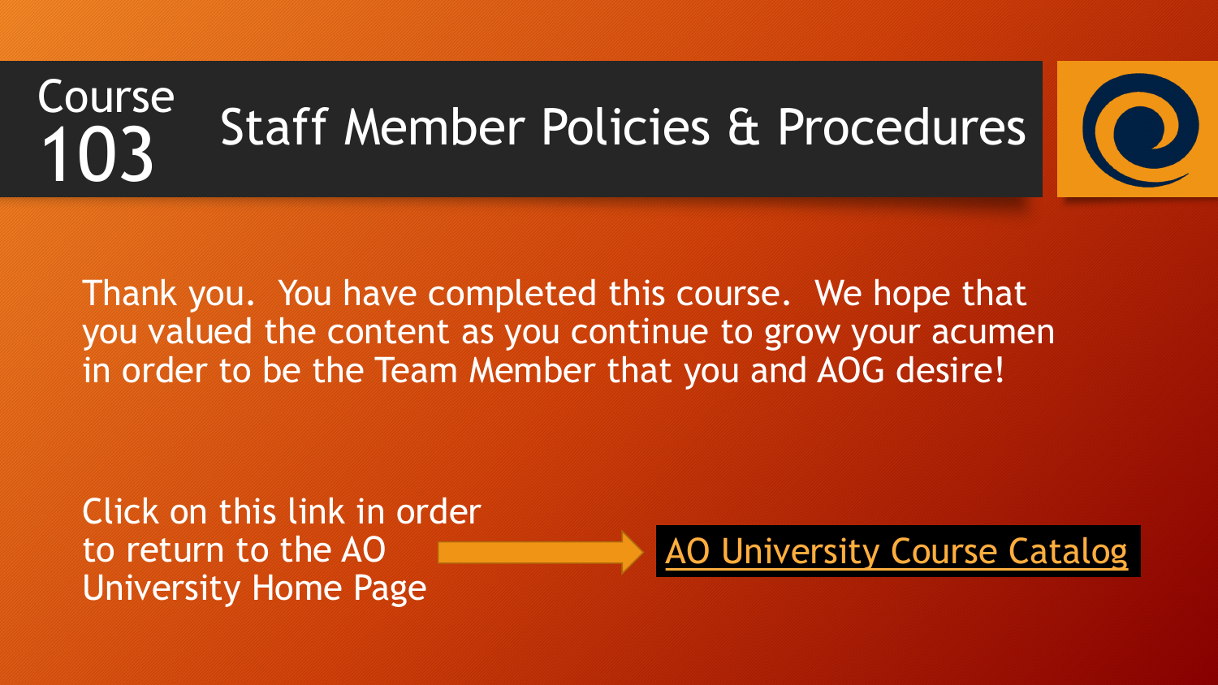# Course 103 Staff Member Policies & Procedures

Thank you. You have completed this course. We hope that you valued the content as you continue to grow your acumen in order to be the Team Member that you and AOG desire!

Click on this link in order to return to the AO University Home Page → AO University Course Catalog